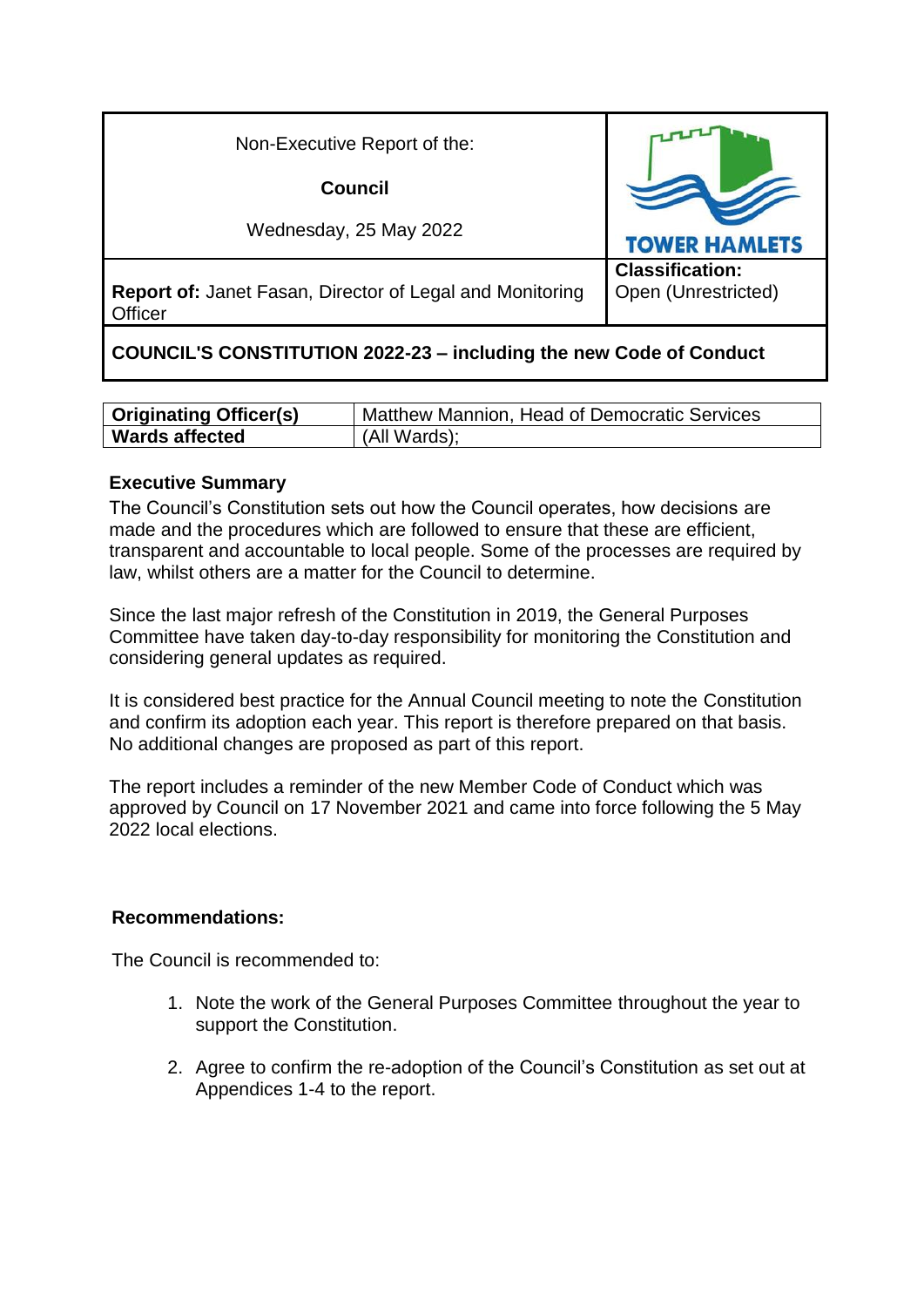| Non-Executive Report of the: **Council** Wednesday, 25 May 2022 | TOWER HAMLETS |
| --- | --- |
| **Report of:** Janet Fasan, Director of Legal and Monitoring Officer | **Classification:** Open (Unrestricted) |

**COUNCIL'S CONSTITUTION 2022-23 – including the new Code of Conduct**

| **Originating Officer(s)** | Matthew Mannion, Head of Democratic Services |
| --- | --- |
| **Wards affected** | (All Wards); |

## Executive Summary

The Council's Constitution sets out how the Council operates, how decisions are made and the procedures which are followed to ensure that these are efficient, transparent and accountable to local people. Some of the processes are required by law, whilst others are a matter for the Council to determine.

Since the last major refresh of the Constitution in 2019, the General Purposes Committee have taken day-to-day responsibility for monitoring the Constitution and considering general updates as required.

It is considered best practice for the Annual Council meeting to note the Constitution and confirm its adoption each year. This report is therefore prepared on that basis. No additional changes are proposed as part of this report.

The report includes a reminder of the new Member Code of Conduct which was approved by Council on 17 November 2021 and came into force following the 5 May 2022 local elections.

## Recommendations:

The Council is recommended to:

1. Note the work of the General Purposes Committee throughout the year to support the Constitution.
2. Agree to confirm the re-adoption of the Council's Constitution as set out at Appendices 1-4 to the report.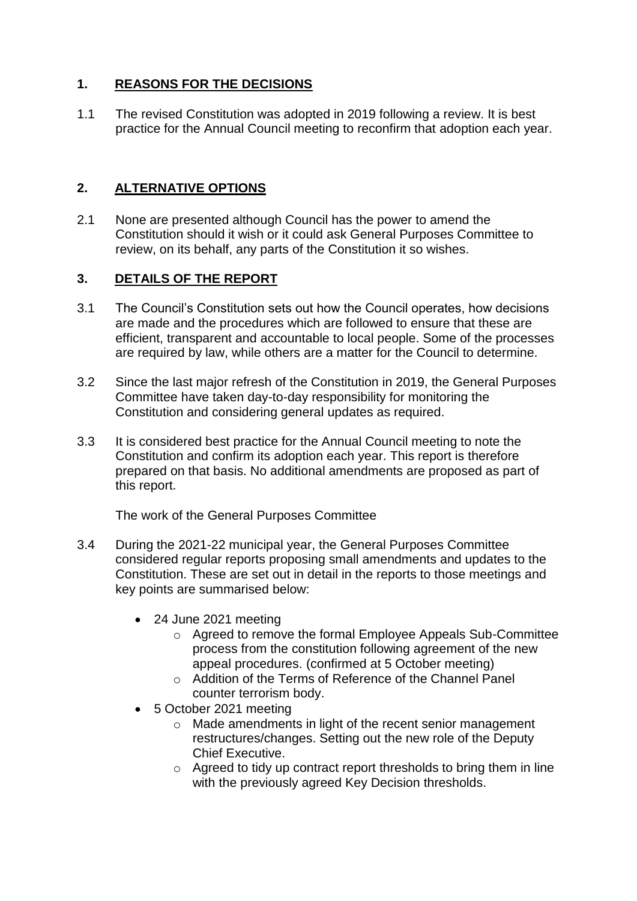## 1. REASONS FOR THE DECISIONS

1.1 The revised Constitution was adopted in 2019 following a review. It is best practice for the Annual Council meeting to reconfirm that adoption each year.

## 2. ALTERNATIVE OPTIONS

2.1 None are presented although Council has the power to amend the Constitution should it wish or it could ask General Purposes Committee to review, on its behalf, any parts of the Constitution it so wishes.

## 3. DETAILS OF THE REPORT

3.1 The Council's Constitution sets out how the Council operates, how decisions are made and the procedures which are followed to ensure that these are efficient, transparent and accountable to local people. Some of the processes are required by law, while others are a matter for the Council to determine.

3.2 Since the last major refresh of the Constitution in 2019, the General Purposes Committee have taken day-to-day responsibility for monitoring the Constitution and considering general updates as required.

3.3 It is considered best practice for the Annual Council meeting to note the Constitution and confirm its adoption each year. This report is therefore prepared on that basis. No additional amendments are proposed as part of this report.

The work of the General Purposes Committee

3.4 During the 2021-22 municipal year, the General Purposes Committee considered regular reports proposing small amendments and updates to the Constitution. These are set out in detail in the reports to those meetings and key points are summarised below:

- 24 June 2021 meeting
  - Agreed to remove the formal Employee Appeals Sub-Committee process from the constitution following agreement of the new appeal procedures. (confirmed at 5 October meeting)
  - Addition of the Terms of Reference of the Channel Panel counter terrorism body.
- 5 October 2021 meeting
  - Made amendments in light of the recent senior management restructures/changes. Setting out the new role of the Deputy Chief Executive.
  - Agreed to tidy up contract report thresholds to bring them in line with the previously agreed Key Decision thresholds.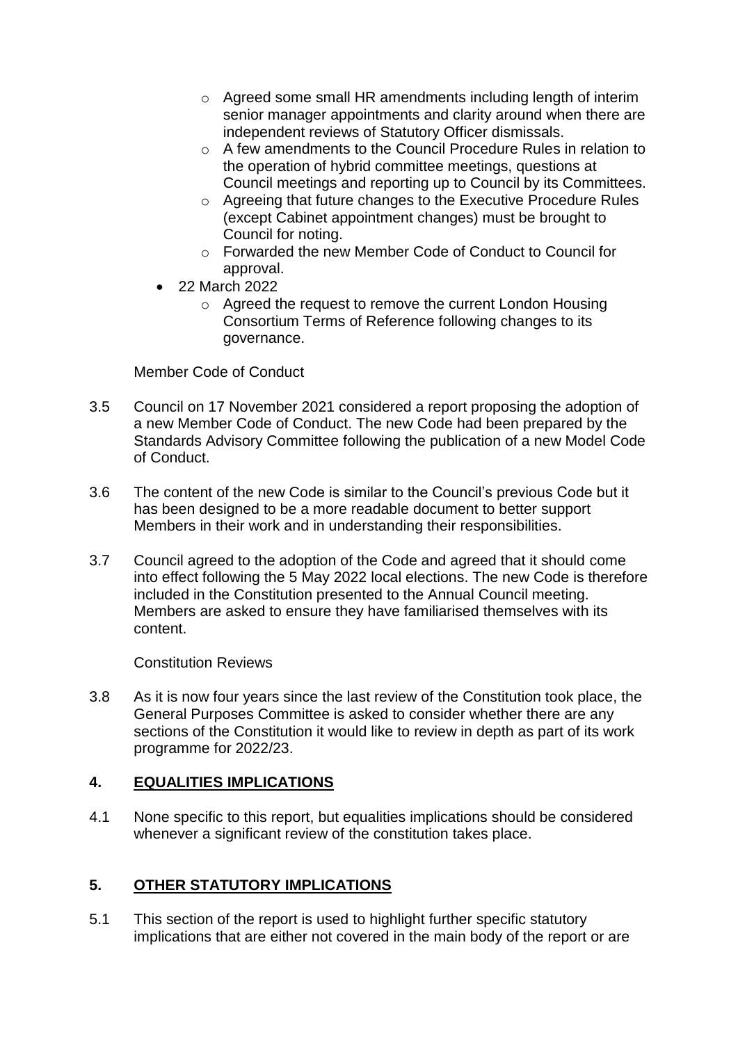- Agreed some small HR amendments including length of interim senior manager appointments and clarity around when there are independent reviews of Statutory Officer dismissals.
  - A few amendments to the Council Procedure Rules in relation to the operation of hybrid committee meetings, questions at Council meetings and reporting up to Council by its Committees.
  - Agreeing that future changes to the Executive Procedure Rules (except Cabinet appointment changes) must be brought to Council for noting.
  - Forwarded the new Member Code of Conduct to Council for approval.
- 22 March 2022
  - Agreed the request to remove the current London Housing Consortium Terms of Reference following changes to its governance.

Member Code of Conduct

3.5 Council on 17 November 2021 considered a report proposing the adoption of a new Member Code of Conduct. The new Code had been prepared by the Standards Advisory Committee following the publication of a new Model Code of Conduct.

3.6 The content of the new Code is similar to the Council's previous Code but it has been designed to be a more readable document to better support Members in their work and in understanding their responsibilities.

3.7 Council agreed to the adoption of the Code and agreed that it should come into effect following the 5 May 2022 local elections. The new Code is therefore included in the Constitution presented to the Annual Council meeting. Members are asked to ensure they have familiarised themselves with its content.

Constitution Reviews

3.8 As it is now four years since the last review of the Constitution took place, the General Purposes Committee is asked to consider whether there are any sections of the Constitution it would like to review in depth as part of its work programme for 2022/23.

## 4. EQUALITIES IMPLICATIONS

4.1 None specific to this report, but equalities implications should be considered whenever a significant review of the constitution takes place.

## 5. OTHER STATUTORY IMPLICATIONS

5.1 This section of the report is used to highlight further specific statutory implications that are either not covered in the main body of the report or are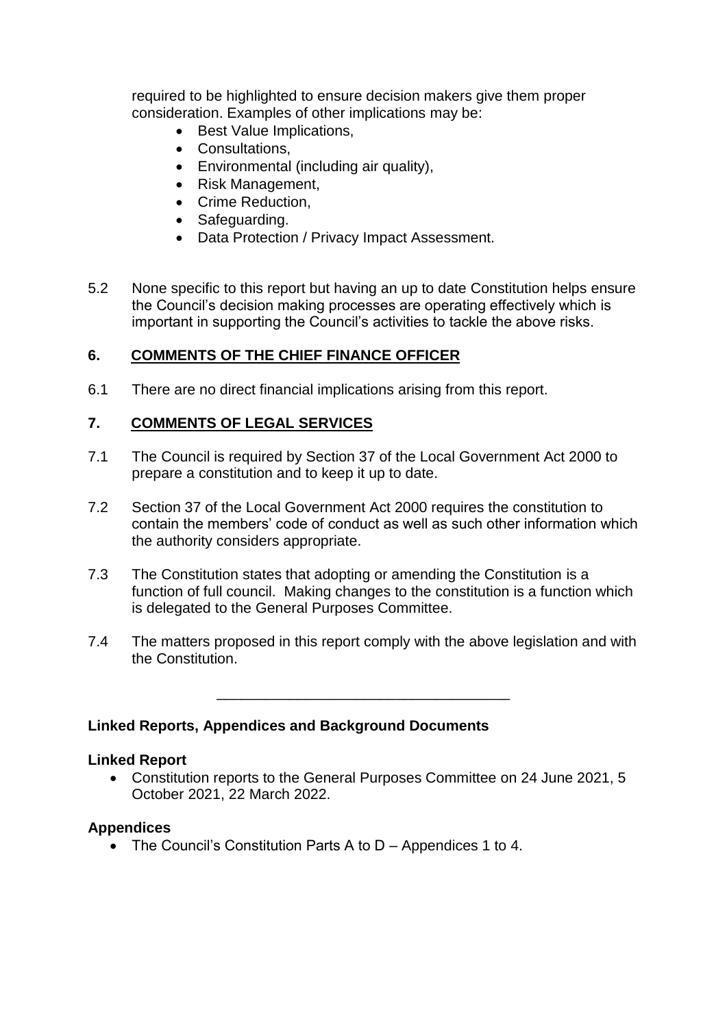required to be highlighted to ensure decision makers give them proper consideration. Examples of other implications may be:

- Best Value Implications,
- Consultations,
- Environmental (including air quality),
- Risk Management,
- Crime Reduction,
- Safeguarding.
- Data Protection / Privacy Impact Assessment.

5.2 None specific to this report but having an up to date Constitution helps ensure the Council's decision making processes are operating effectively which is important in supporting the Council's activities to tackle the above risks.

## 6. COMMENTS OF THE CHIEF FINANCE OFFICER

6.1 There are no direct financial implications arising from this report.

## 7. COMMENTS OF LEGAL SERVICES

7.1 The Council is required by Section 37 of the Local Government Act 2000 to prepare a constitution and to keep it up to date.

7.2 Section 37 of the Local Government Act 2000 requires the constitution to contain the members' code of conduct as well as such other information which the authority considers appropriate.

7.3 The Constitution states that adopting or amending the Constitution is a function of full council. Making changes to the constitution is a function which is delegated to the General Purposes Committee.

7.4 The matters proposed in this report comply with the above legislation and with the Constitution.

---

**Linked Reports, Appendices and Background Documents**

**Linked Report**

- Constitution reports to the General Purposes Committee on 24 June 2021, 5 October 2021, 22 March 2022.

**Appendices**

- The Council's Constitution Parts A to D – Appendices 1 to 4.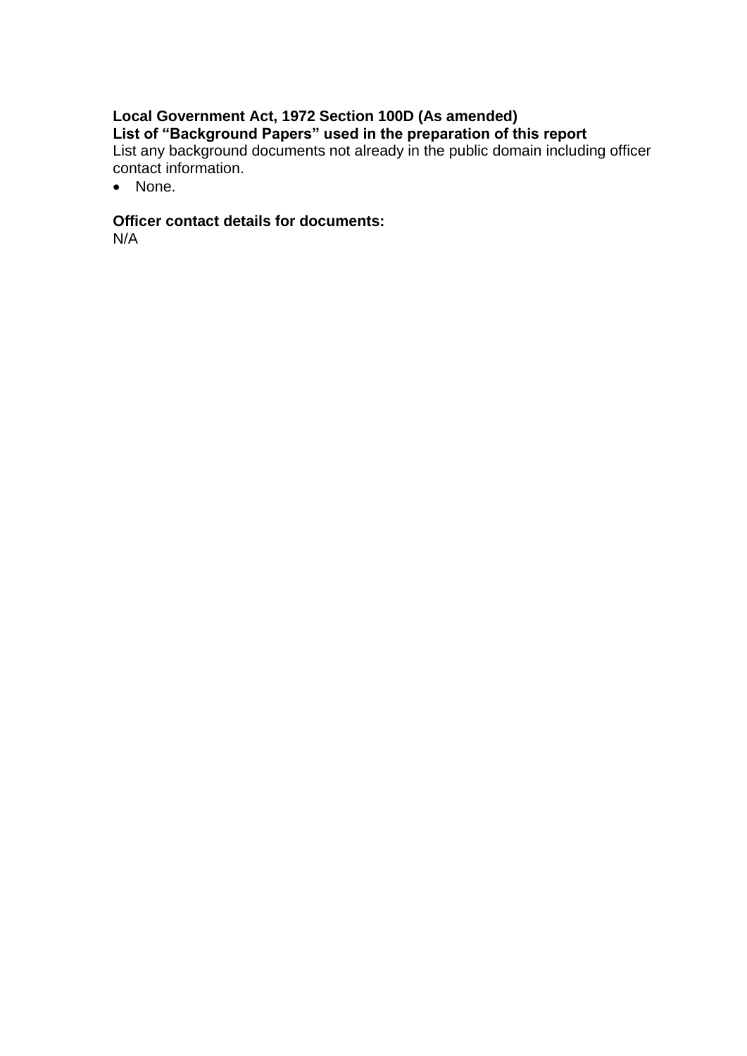**Local Government Act, 1972 Section 100D (As amended)**
**List of "Background Papers" used in the preparation of this report**
List any background documents not already in the public domain including officer contact information.

- None.

**Officer contact details for documents:**
N/A